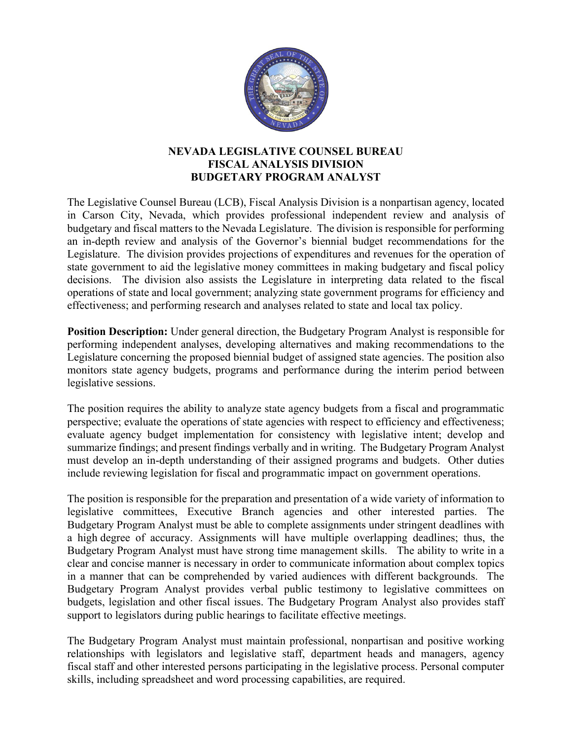# NEVADA LEGISLATIVE COUNSEL BUREAU
## FISCAL ANALYSIS DIVISION
## BUDGETARY PROGRAM ANALYST

The Legislative Counsel Bureau (LCB), Fiscal Analysis Division is a nonpartisan agency, located in Carson City, Nevada, which provides professional independent review and analysis of budgetary and fiscal matters to the Nevada Legislature. The division is responsible for performing an in-depth review and analysis of the Governor's biennial budget recommendations for the Legislature. The division provides projections of expenditures and revenues for the operation of state government to aid the legislative money committees in making budgetary and fiscal policy decisions. The division also assists the Legislature in interpreting data related to the fiscal operations of state and local government; analyzing state government programs for efficiency and effectiveness; and performing research and analyses related to state and local tax policy.

**Position Description:** Under general direction, the Budgetary Program Analyst is responsible for performing independent analyses, developing alternatives and making recommendations to the Legislature concerning the proposed biennial budget of assigned state agencies. The position also monitors state agency budgets, programs and performance during the interim period between legislative sessions.

The position requires the ability to analyze state agency budgets from a fiscal and programmatic perspective; evaluate the operations of state agencies with respect to efficiency and effectiveness; evaluate agency budget implementation for consistency with legislative intent; develop and summarize findings; and present findings verbally and in writing. The Budgetary Program Analyst must develop an in-depth understanding of their assigned programs and budgets. Other duties include reviewing legislation for fiscal and programmatic impact on government operations.

The position is responsible for the preparation and presentation of a wide variety of information to legislative committees, Executive Branch agencies and other interested parties. The Budgetary Program Analyst must be able to complete assignments under stringent deadlines with a high degree of accuracy. Assignments will have multiple overlapping deadlines; thus, the Budgetary Program Analyst must have strong time management skills. The ability to write in a clear and concise manner is necessary in order to communicate information about complex topics in a manner that can be comprehended by varied audiences with different backgrounds. The Budgetary Program Analyst provides verbal public testimony to legislative committees on budgets, legislation and other fiscal issues. The Budgetary Program Analyst also provides staff support to legislators during public hearings to facilitate effective meetings.

The Budgetary Program Analyst must maintain professional, nonpartisan and positive working relationships with legislators and legislative staff, department heads and managers, agency fiscal staff and other interested persons participating in the legislative process. Personal computer skills, including spreadsheet and word processing capabilities, are required.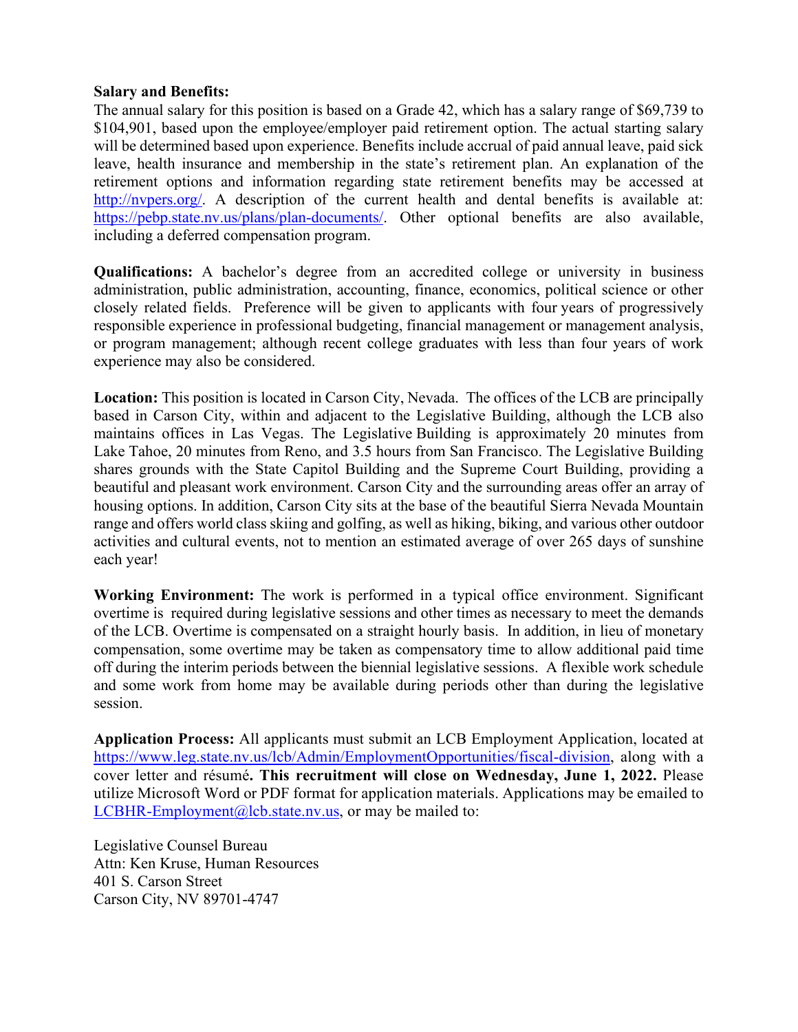**Salary and Benefits:** The annual salary for this position is based on a Grade 42, which has a salary range of $69,739 to $104,901, based upon the employee/employer paid retirement option. The actual starting salary will be determined based upon experience. Benefits include accrual of paid annual leave, paid sick leave, health insurance and membership in the state's retirement plan. An explanation of the retirement options and information regarding state retirement benefits may be accessed at [http://nvpers.org/](http://nvpers.org/). A description of the current health and dental benefits is available at: [https://pebp.state.nv.us/plans/plan-documents/](https://pebp.state.nv.us/plans/plan-documents/). Other optional benefits are also available, including a deferred compensation program.

**Qualifications:** A bachelor's degree from an accredited college or university in business administration, public administration, accounting, finance, economics, political science or other closely related fields. Preference will be given to applicants with four years of progressively responsible experience in professional budgeting, financial management or management analysis, or program management; although recent college graduates with less than four years of work experience may also be considered.

**Location:** This position is located in Carson City, Nevada. The offices of the LCB are principally based in Carson City, within and adjacent to the Legislative Building, although the LCB also maintains offices in Las Vegas. The Legislative Building is approximately 20 minutes from Lake Tahoe, 20 minutes from Reno, and 3.5 hours from San Francisco. The Legislative Building shares grounds with the State Capitol Building and the Supreme Court Building, providing a beautiful and pleasant work environment. Carson City and the surrounding areas offer an array of housing options. In addition, Carson City sits at the base of the beautiful Sierra Nevada Mountain range and offers world class skiing and golfing, as well as hiking, biking, and various other outdoor activities and cultural events, not to mention an estimated average of over 265 days of sunshine each year!

**Working Environment:** The work is performed in a typical office environment. Significant overtime is required during legislative sessions and other times as necessary to meet the demands of the LCB. Overtime is compensated on a straight hourly basis. In addition, in lieu of monetary compensation, some overtime may be taken as compensatory time to allow additional paid time off during the interim periods between the biennial legislative sessions. A flexible work schedule and some work from home may be available during periods other than during the legislative session.

**Application Process:** All applicants must submit an LCB Employment Application, located at [https://www.leg.state.nv.us/lcb/Admin/EmploymentOpportunities/fiscal-division](https://www.leg.state.nv.us/lcb/Admin/EmploymentOpportunities/fiscal-division), along with a cover letter and résumé**. This recruitment will close on Wednesday, June 1, 2022.** Please utilize Microsoft Word or PDF format for application materials. Applications may be emailed to [LCBHR-Employment@lcb.state.nv.us](mailto:LCBHR-Employment@lcb.state.nv.us), or may be mailed to:

Legislative Counsel Bureau  
Attn: Ken Kruse, Human Resources  
401 S. Carson Street  
Carson City, NV 89701-4747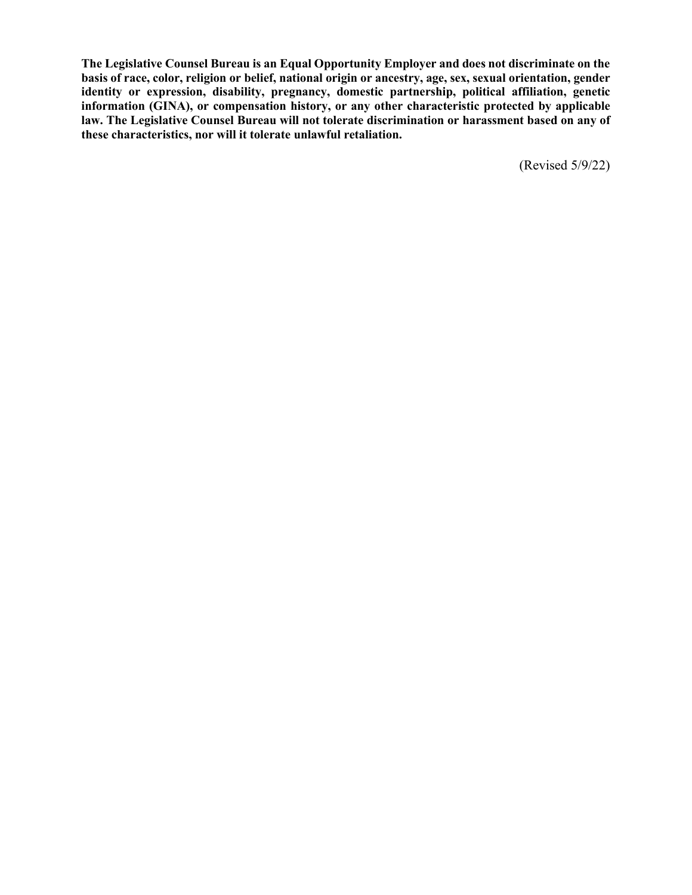**The Legislative Counsel Bureau is an Equal Opportunity Employer and does not discriminate on the basis of race, color, religion or belief, national origin or ancestry, age, sex, sexual orientation, gender identity or expression, disability, pregnancy, domestic partnership, political affiliation, genetic information (GINA), or compensation history, or any other characteristic protected by applicable law. The Legislative Counsel Bureau will not tolerate discrimination or harassment based on any of these characteristics, nor will it tolerate unlawful retaliation.**

(Revised 5/9/22)